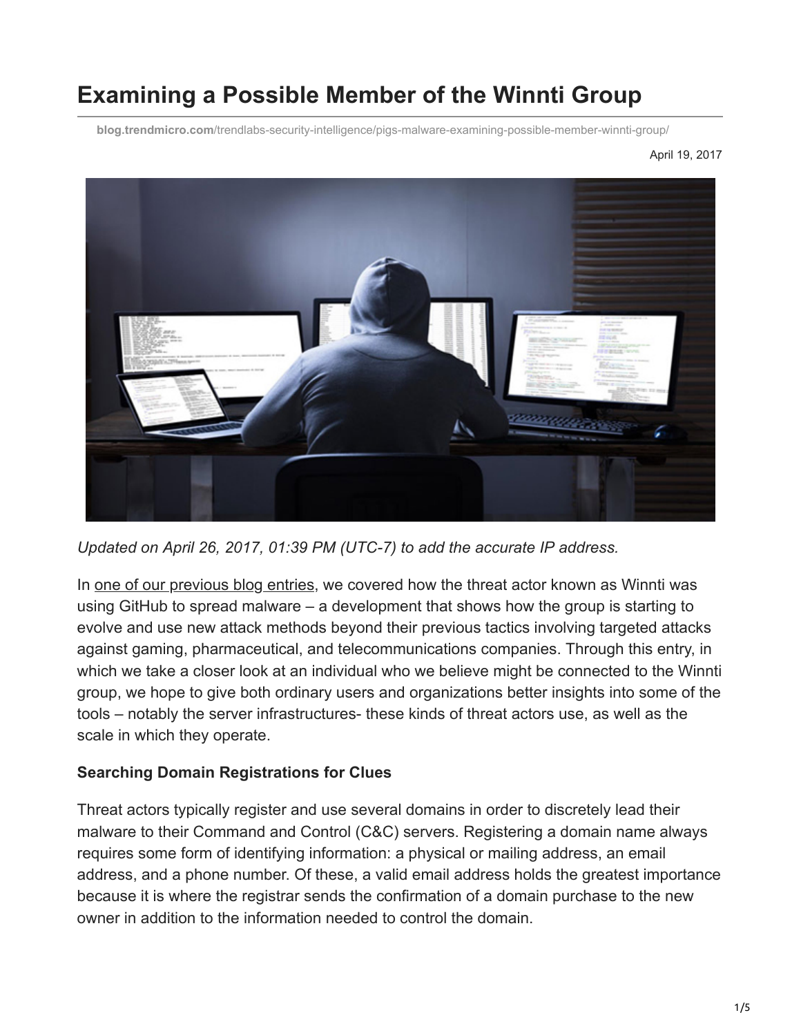# Examining a Possible Member of the Winnti Group

blog.trendmicro.com/trendlabs-security-intelligence/pigs-malware-examining-possible-member-winnti-group/

April 19, 2017

*Updated on April 26, 2017, 01:39 PM (UTC-7) to add the accurate IP address.*

In one of our previous blog entries, we covered how the threat actor known as Winnti was using GitHub to spread malware – a development that shows how the group is starting to evolve and use new attack methods beyond their previous tactics involving targeted attacks against gaming, pharmaceutical, and telecommunications companies. Through this entry, in which we take a closer look at an individual who we believe might be connected to the Winnti group, we hope to give both ordinary users and organizations better insights into some of the tools – notably the server infrastructures- these kinds of threat actors use, as well as the scale in which they operate.

**Searching Domain Registrations for Clues**

Threat actors typically register and use several domains in order to discretely lead their malware to their Command and Control (C&C) servers. Registering a domain name always requires some form of identifying information: a physical or mailing address, an email address, and a phone number. Of these, a valid email address holds the greatest importance because it is where the registrar sends the confirmation of a domain purchase to the new owner in addition to the information needed to control the domain.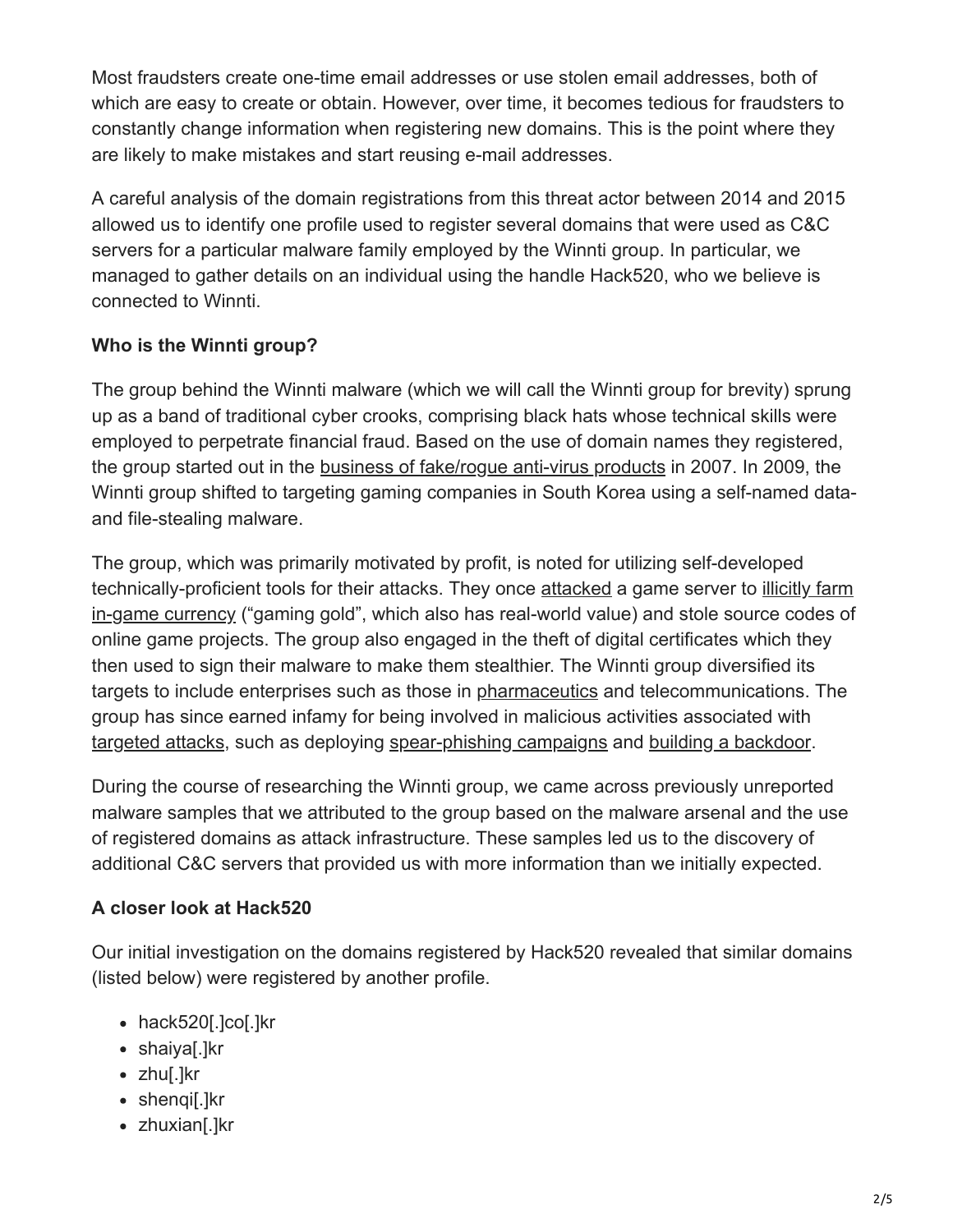Most fraudsters create one-time email addresses or use stolen email addresses, both of which are easy to create or obtain. However, over time, it becomes tedious for fraudsters to constantly change information when registering new domains. This is the point where they are likely to make mistakes and start reusing e-mail addresses.

A careful analysis of the domain registrations from this threat actor between 2014 and 2015 allowed us to identify one profile used to register several domains that were used as C&C servers for a particular malware family employed by the Winnti group. In particular, we managed to gather details on an individual using the handle Hack520, who we believe is connected to Winnti.

**Who is the Winnti group?**

The group behind the Winnti malware (which we will call the Winnti group for brevity) sprung up as a band of traditional cyber crooks, comprising black hats whose technical skills were employed to perpetrate financial fraud. Based on the use of domain names they registered, the group started out in the business of fake/rogue anti-virus products in 2007. In 2009, the Winnti group shifted to targeting gaming companies in South Korea using a self-named data- and file-stealing malware.

The group, which was primarily motivated by profit, is noted for utilizing self-developed technically-proficient tools for their attacks. They once attacked a game server to illicitly farm in-game currency ("gaming gold", which also has real-world value) and stole source codes of online game projects. The group also engaged in the theft of digital certificates which they then used to sign their malware to make them stealthier. The Winnti group diversified its targets to include enterprises such as those in pharmaceutics and telecommunications. The group has since earned infamy for being involved in malicious activities associated with targeted attacks, such as deploying spear-phishing campaigns and building a backdoor.

During the course of researching the Winnti group, we came across previously unreported malware samples that we attributed to the group based on the malware arsenal and the use of registered domains as attack infrastructure. These samples led us to the discovery of additional C&C servers that provided us with more information than we initially expected.

**A closer look at Hack520**

Our initial investigation on the domains registered by Hack520 revealed that similar domains (listed below) were registered by another profile.

- hack520[.]co[.]kr
- shaiya[.]kr
- zhu[.]kr
- shenqi[.]kr
- zhuxian[.]kr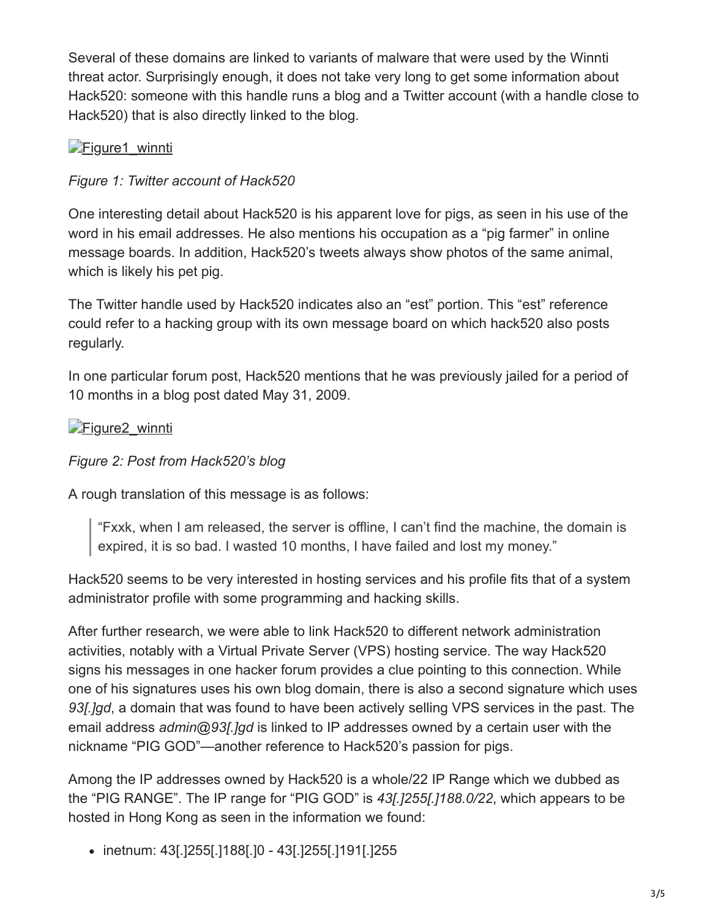Several of these domains are linked to variants of malware that were used by the Winnti threat actor. Surprisingly enough, it does not take very long to get some information about Hack520: someone with this handle runs a blog and a Twitter account (with a handle close to Hack520) that is also directly linked to the blog.

[Figure1_winnti]

*Figure 1: Twitter account of Hack520*

One interesting detail about Hack520 is his apparent love for pigs, as seen in his use of the word in his email addresses. He also mentions his occupation as a "pig farmer" in online message boards. In addition, Hack520's tweets always show photos of the same animal, which is likely his pet pig.

The Twitter handle used by Hack520 indicates also an "est" portion. This "est" reference could refer to a hacking group with its own message board on which hack520 also posts regularly.

In one particular forum post, Hack520 mentions that he was previously jailed for a period of 10 months in a blog post dated May 31, 2009.

[Figure2_winnti]

*Figure 2: Post from Hack520's blog*

A rough translation of this message is as follows:

> "Fxxk, when I am released, the server is offline, I can't find the machine, the domain is expired, it is so bad. I wasted 10 months, I have failed and lost my money."

Hack520 seems to be very interested in hosting services and his profile fits that of a system administrator profile with some programming and hacking skills.

After further research, we were able to link Hack520 to different network administration activities, notably with a Virtual Private Server (VPS) hosting service. The way Hack520 signs his messages in one hacker forum provides a clue pointing to this connection. While one of his signatures uses his own blog domain, there is also a second signature which uses *93[.]gd*, a domain that was found to have been actively selling VPS services in the past. The email address *admin@93[.]gd* is linked to IP addresses owned by a certain user with the nickname "PIG GOD"—another reference to Hack520's passion for pigs.

Among the IP addresses owned by Hack520 is a whole/22 IP Range which we dubbed as the "PIG RANGE". The IP range for "PIG GOD" is *43[.]255[.]188.0/22*, which appears to be hosted in Hong Kong as seen in the information we found:

- inetnum: 43[.]255[.]188[.]0 - 43[.]255[.]191[.]255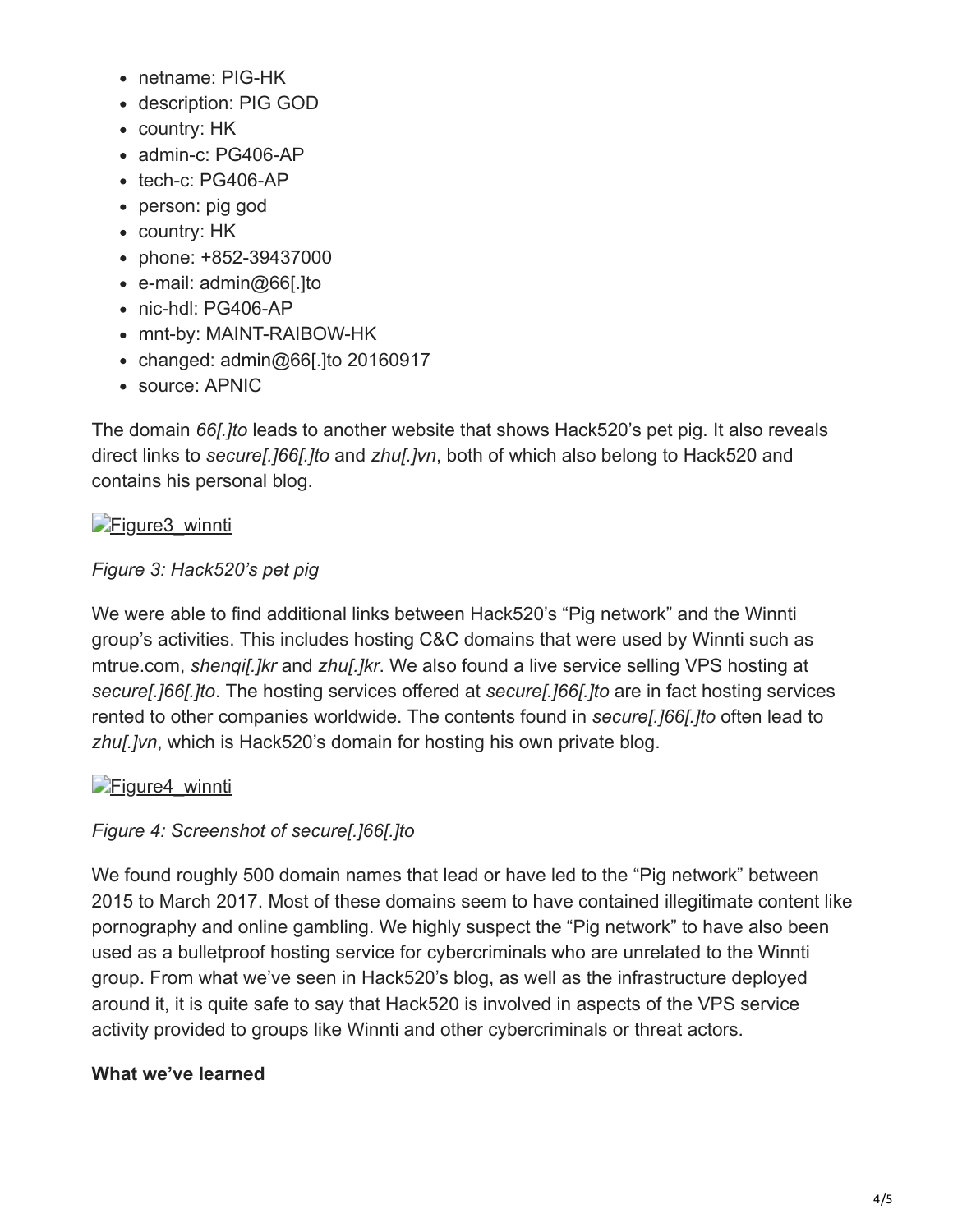- netname: PIG-HK
- description: PIG GOD
- country: HK
- admin-c: PG406-AP
- tech-c: PG406-AP
- person: pig god
- country: HK
- phone: +852-39437000
- e-mail: admin@66[.]to
- nic-hdl: PG406-AP
- mnt-by: MAINT-RAIBOW-HK
- changed: admin@66[.]to 20160917
- source: APNIC

The domain *66[.]to* leads to another website that shows Hack520's pet pig. It also reveals direct links to *secure[.]66[.]to* and *zhu[.]vn*, both of which also belong to Hack520 and contains his personal blog.

Figure3_winnti

*Figure 3: Hack520's pet pig*

We were able to find additional links between Hack520's "Pig network" and the Winnti group's activities. This includes hosting C&C domains that were used by Winnti such as mtrue.com, *shenqi[.]kr* and *zhu[.]kr*. We also found a live service selling VPS hosting at *secure[.]66[.]to*. The hosting services offered at *secure[.]66[.]to* are in fact hosting services rented to other companies worldwide. The contents found in *secure[.]66[.]to* often lead to *zhu[.]vn*, which is Hack520's domain for hosting his own private blog.

Figure4_winnti

*Figure 4: Screenshot of secure[.]66[.]to*

We found roughly 500 domain names that lead or have led to the "Pig network" between 2015 to March 2017. Most of these domains seem to have contained illegitimate content like pornography and online gambling. We highly suspect the "Pig network" to have also been used as a bulletproof hosting service for cybercriminals who are unrelated to the Winnti group. From what we've seen in Hack520's blog, as well as the infrastructure deployed around it, it is quite safe to say that Hack520 is involved in aspects of the VPS service activity provided to groups like Winnti and other cybercriminals or threat actors.

**What we've learned**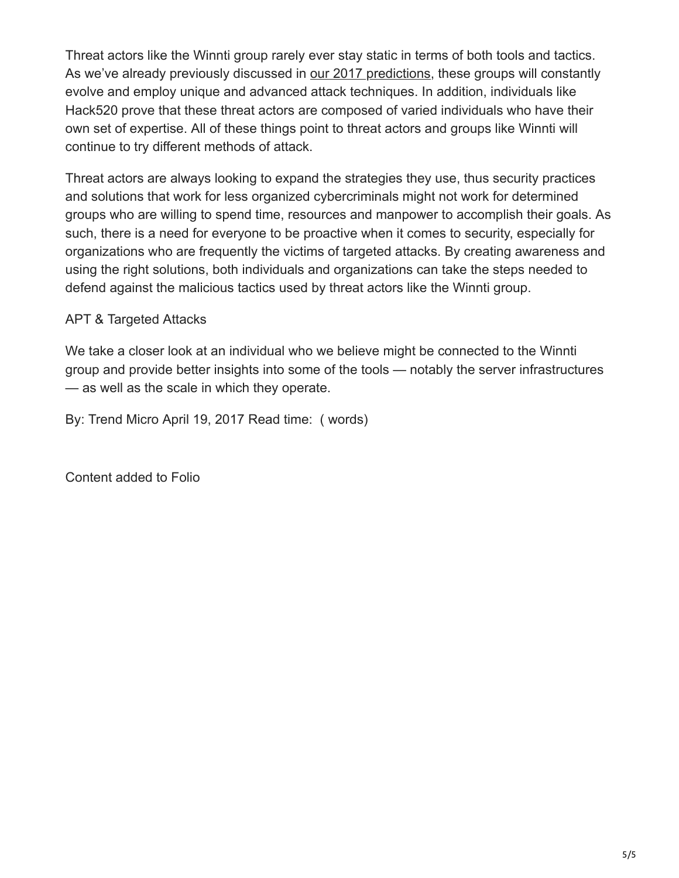Threat actors like the Winnti group rarely ever stay static in terms of both tools and tactics. As we've already previously discussed in our 2017 predictions, these groups will constantly evolve and employ unique and advanced attack techniques. In addition, individuals like Hack520 prove that these threat actors are composed of varied individuals who have their own set of expertise. All of these things point to threat actors and groups like Winnti will continue to try different methods of attack.

Threat actors are always looking to expand the strategies they use, thus security practices and solutions that work for less organized cybercriminals might not work for determined groups who are willing to spend time, resources and manpower to accomplish their goals. As such, there is a need for everyone to be proactive when it comes to security, especially for organizations who are frequently the victims of targeted attacks. By creating awareness and using the right solutions, both individuals and organizations can take the steps needed to defend against the malicious tactics used by threat actors like the Winnti group.

APT & Targeted Attacks

We take a closer look at an individual who we believe might be connected to the Winnti group and provide better insights into some of the tools — notably the server infrastructures — as well as the scale in which they operate.

By: Trend Micro April 19, 2017 Read time: ( words)

Content added to Folio